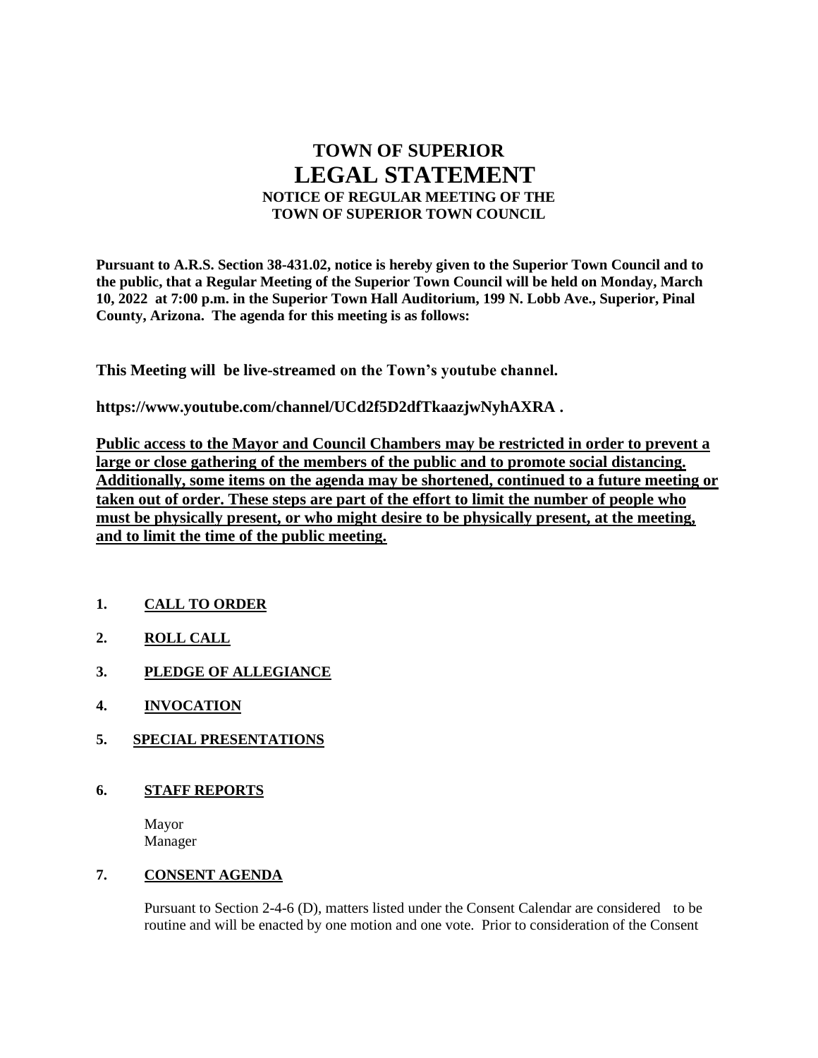# TOWN OF SUPERIOR
# LEGAL STATEMENT
### NOTICE OF REGULAR MEETING OF THE TOWN OF SUPERIOR TOWN COUNCIL

**Pursuant to A.R.S. Section 38-431.02, notice is hereby given to the Superior Town Council and to the public, that a Regular Meeting of the Superior Town Council will be held on Monday, March 10, 2022 at 7:00 p.m. in the Superior Town Hall Auditorium, 199 N. Lobb Ave., Superior, Pinal County, Arizona. The agenda for this meeting is as follows:**

**This Meeting will be live-streamed on the Town's youtube channel.**

**https://www.youtube.com/channel/UCd2f5D2dfTkaazjwNyhAXRA .**

**<u>Public access to the Mayor and Council Chambers may be restricted in order to prevent a large or close gathering of the members of the public and to promote social distancing. Additionally, some items on the agenda may be shortened, continued to a future meeting or taken out of order. These steps are part of the effort to limit the number of people who must be physically present, or who might desire to be physically present, at the meeting, and to limit the time of the public meeting.</u>**

1. **<u>CALL TO ORDER</u>**

2. **<u>ROLL CALL</u>**

3. **<u>PLEDGE OF ALLEGIANCE</u>**

4. **<u>INVOCATION</u>**

5. **<u>SPECIAL PRESENTATIONS</u>**

6. **<u>STAFF REPORTS</u>**

   Mayor
   Manager

7. **<u>CONSENT AGENDA</u>**

   Pursuant to Section 2-4-6 (D), matters listed under the Consent Calendar are considered to be routine and will be enacted by one motion and one vote. Prior to consideration of the Consent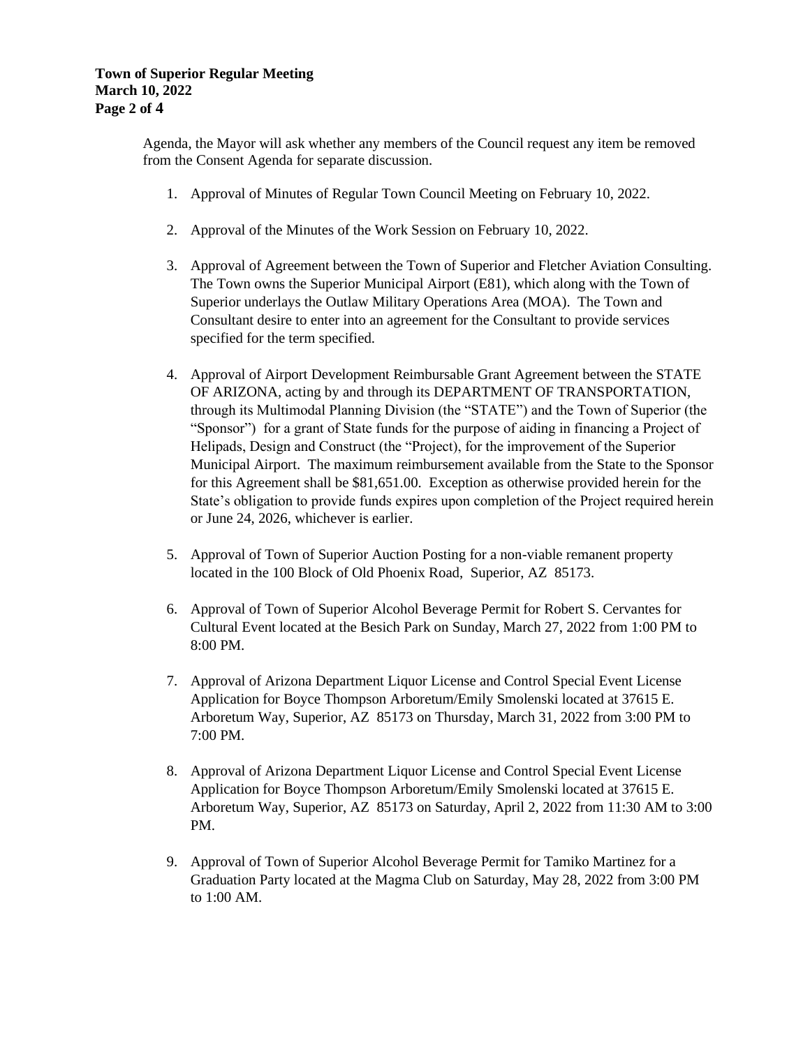Agenda, the Mayor will ask whether any members of the Council request any item be removed from the Consent Agenda for separate discussion.

1. Approval of Minutes of Regular Town Council Meeting on February 10, 2022.

2. Approval of the Minutes of the Work Session on February 10, 2022.

3. Approval of Agreement between the Town of Superior and Fletcher Aviation Consulting. The Town owns the Superior Municipal Airport (E81), which along with the Town of Superior underlays the Outlaw Military Operations Area (MOA). The Town and Consultant desire to enter into an agreement for the Consultant to provide services specified for the term specified.

4. Approval of Airport Development Reimbursable Grant Agreement between the STATE OF ARIZONA, acting by and through its DEPARTMENT OF TRANSPORTATION, through its Multimodal Planning Division (the "STATE") and the Town of Superior (the "Sponsor") for a grant of State funds for the purpose of aiding in financing a Project of Helipads, Design and Construct (the "Project), for the improvement of the Superior Municipal Airport. The maximum reimbursement available from the State to the Sponsor for this Agreement shall be $81,651.00. Exception as otherwise provided herein for the State's obligation to provide funds expires upon completion of the Project required herein or June 24, 2026, whichever is earlier.

5. Approval of Town of Superior Auction Posting for a non-viable remanent property located in the 100 Block of Old Phoenix Road, Superior, AZ 85173.

6. Approval of Town of Superior Alcohol Beverage Permit for Robert S. Cervantes for Cultural Event located at the Besich Park on Sunday, March 27, 2022 from 1:00 PM to 8:00 PM.

7. Approval of Arizona Department Liquor License and Control Special Event License Application for Boyce Thompson Arboretum/Emily Smolenski located at 37615 E. Arboretum Way, Superior, AZ 85173 on Thursday, March 31, 2022 from 3:00 PM to 7:00 PM.

8. Approval of Arizona Department Liquor License and Control Special Event License Application for Boyce Thompson Arboretum/Emily Smolenski located at 37615 E. Arboretum Way, Superior, AZ 85173 on Saturday, April 2, 2022 from 11:30 AM to 3:00 PM.

9. Approval of Town of Superior Alcohol Beverage Permit for Tamiko Martinez for a Graduation Party located at the Magma Club on Saturday, May 28, 2022 from 3:00 PM to 1:00 AM.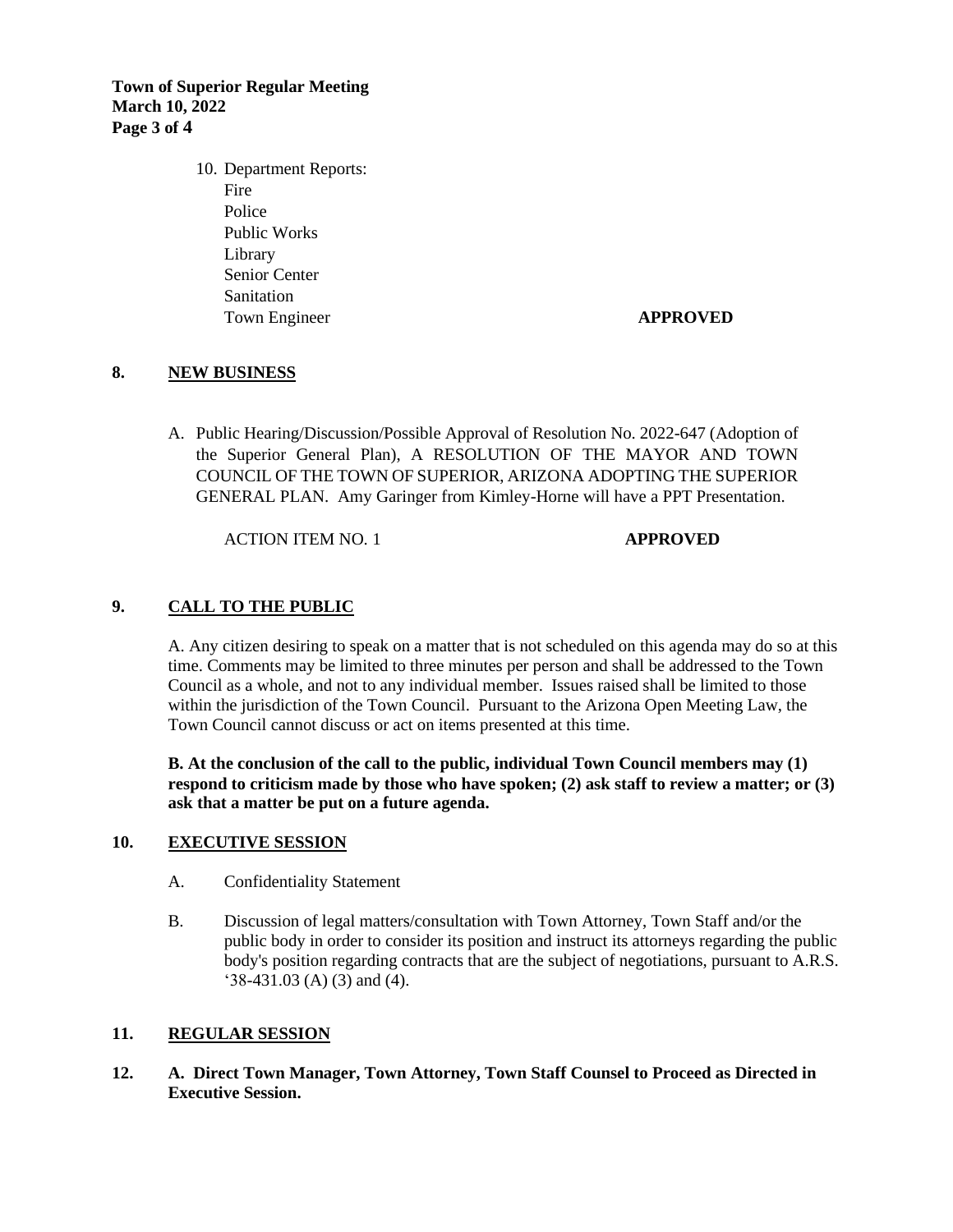10. Department Reports:
    Fire
    Police
    Public Works
    Library
    Senior Center
    Sanitation
    Town Engineer **APPROVED**

## 8. NEW BUSINESS

A. Public Hearing/Discussion/Possible Approval of Resolution No. 2022-647 (Adoption of the Superior General Plan), A RESOLUTION OF THE MAYOR AND TOWN COUNCIL OF THE TOWN OF SUPERIOR, ARIZONA ADOPTING THE SUPERIOR GENERAL PLAN. Amy Garinger from Kimley-Horne will have a PPT Presentation.

ACTION ITEM NO. 1 **APPROVED**

## 9. CALL TO THE PUBLIC

A. Any citizen desiring to speak on a matter that is not scheduled on this agenda may do so at this time. Comments may be limited to three minutes per person and shall be addressed to the Town Council as a whole, and not to any individual member. Issues raised shall be limited to those within the jurisdiction of the Town Council. Pursuant to the Arizona Open Meeting Law, the Town Council cannot discuss or act on items presented at this time.

**B. At the conclusion of the call to the public, individual Town Council members may (1) respond to criticism made by those who have spoken; (2) ask staff to review a matter; or (3) ask that a matter be put on a future agenda.**

## 10. EXECUTIVE SESSION

A. Confidentiality Statement

B. Discussion of legal matters/consultation with Town Attorney, Town Staff and/or the public body in order to consider its position and instruct its attorneys regarding the public body's position regarding contracts that are the subject of negotiations, pursuant to A.R.S. '38-431.03 (A) (3) and (4).

## 11. REGULAR SESSION

**12. A. Direct Town Manager, Town Attorney, Town Staff Counsel to Proceed as Directed in Executive Session.**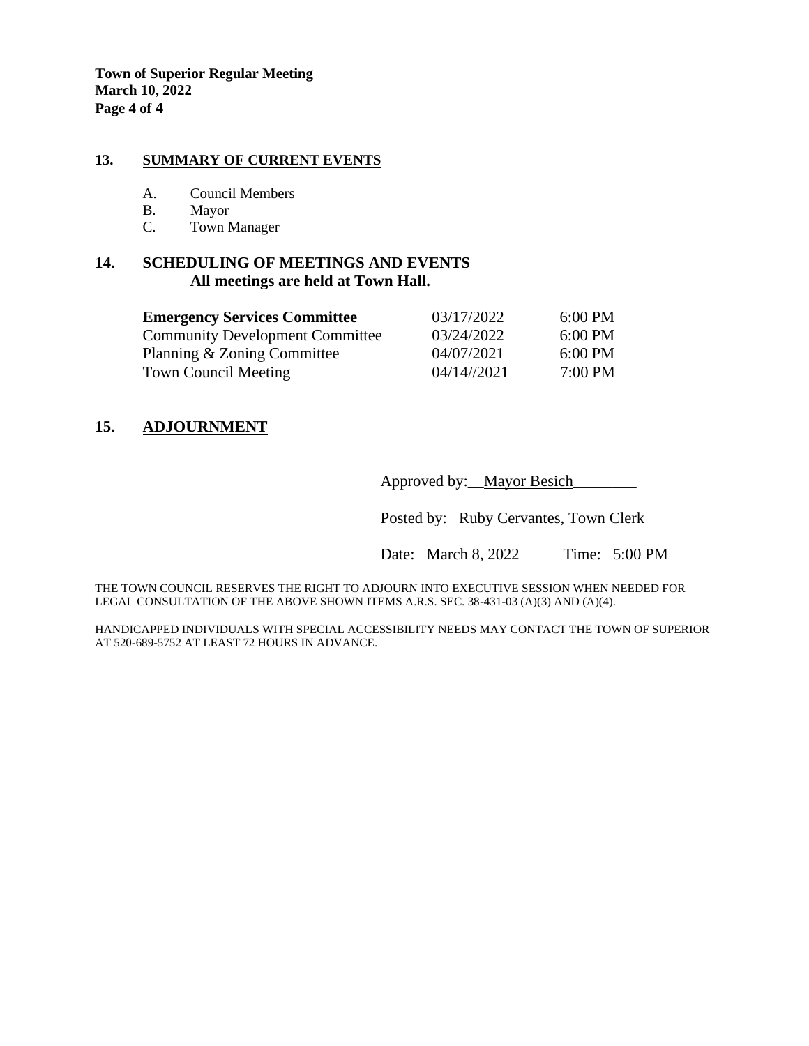## 13. SUMMARY OF CURRENT EVENTS

A. Council Members
B. Mayor
C. Town Manager

## 14. SCHEDULING OF MEETINGS AND EVENTS

**All meetings are held at Town Hall.**

| | | |
|---|---|---|
| **Emergency Services Committee** | 03/17/2022 | 6:00 PM |
| Community Development Committee | 03/24/2022 | 6:00 PM |
| Planning & Zoning Committee | 04/07/2021 | 6:00 PM |
| Town Council Meeting | 04/14//2021 | 7:00 PM |

## 15. ADJOURNMENT

Approved by:__Mayor Besich________

Posted by: Ruby Cervantes, Town Clerk

Date: March 8, 2022 Time: 5:00 PM

THE TOWN COUNCIL RESERVES THE RIGHT TO ADJOURN INTO EXECUTIVE SESSION WHEN NEEDED FOR LEGAL CONSULTATION OF THE ABOVE SHOWN ITEMS A.R.S. SEC. 38-431-03 (A)(3) AND (A)(4).

HANDICAPPED INDIVIDUALS WITH SPECIAL ACCESSIBILITY NEEDS MAY CONTACT THE TOWN OF SUPERIOR AT 520-689-5752 AT LEAST 72 HOURS IN ADVANCE.